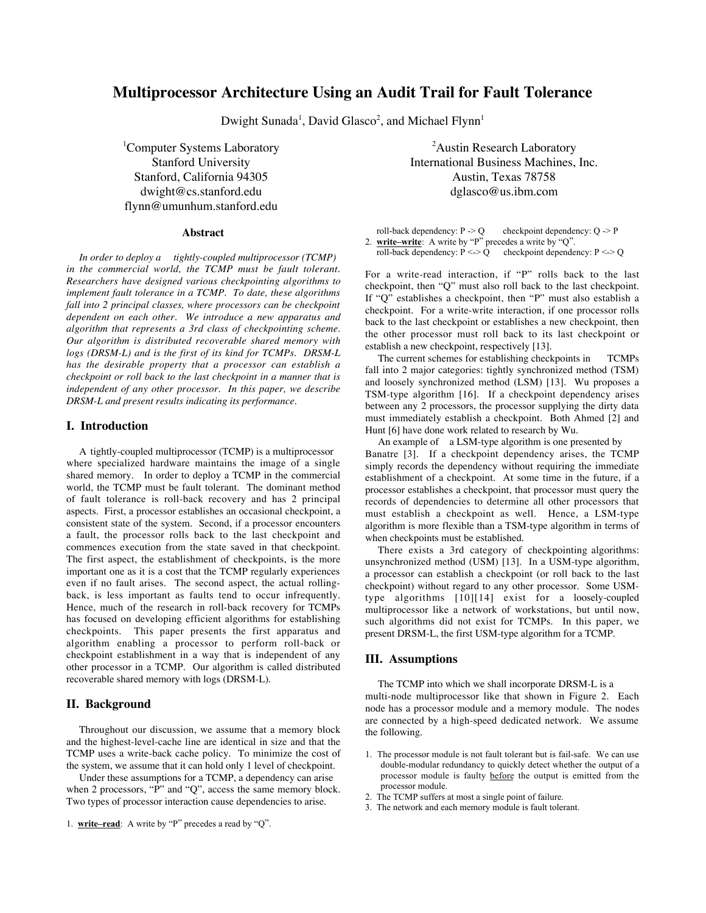# Multiprocessor Architecture Using an Audit Trail for Fault Tolerance

Dwight Sunada[1], David Glasco[2], and Michael Flynn[1]

[1]Computer Systems Laboratory
Stanford University
Stanford, California 94305
dwight@cs.stanford.edu
flynn@umunhum.stanford.edu

[2]Austin Research Laboratory
International Business Machines, Inc.
Austin, Texas 78758
dglasco@us.ibm.com

### Abstract

*In order to deploy a tightly-coupled multiprocessor (TCMP) in the commercial world, the TCMP must be fault tolerant. Researchers have designed various checkpointing algorithms to implement fault tolerance in a TCMP. To date, these algorithms fall into 2 principal classes, where processors can be checkpoint dependent on each other. We introduce a new apparatus and algorithm that represents a 3rd class of checkpointing scheme. Our algorithm is distributed recoverable shared memory with logs (DRSM-L) and is the first of its kind for TCMPs. DRSM-L has the desirable property that a processor can establish a checkpoint or roll back to the last checkpoint in a manner that is independent of any other processor. In this paper, we describe DRSM-L and present results indicating its performance.*

## I. Introduction

A tightly-coupled multiprocessor (TCMP) is a multiprocessor where specialized hardware maintains the image of a single shared memory. In order to deploy a TCMP in the commercial world, the TCMP must be fault tolerant. The dominant method of fault tolerance is roll-back recovery and has 2 principal aspects. First, a processor establishes an occasional checkpoint, a consistent state of the system. Second, if a processor encounters a fault, the processor rolls back to the last checkpoint and commences execution from the state saved in that checkpoint. The first aspect, the establishment of checkpoints, is the more important one as it is a cost that the TCMP regularly experiences even if no fault arises. The second aspect, the actual rolling-back, is less important as faults tend to occur infrequently. Hence, much of the research in roll-back recovery for TCMPs has focused on developing efficient algorithms for establishing checkpoints. This paper presents the first apparatus and algorithm enabling a processor to perform roll-back or checkpoint establishment in a way that is independent of any other processor in a TCMP. Our algorithm is called distributed recoverable shared memory with logs (DRSM-L).

## II. Background

Throughout our discussion, we assume that a memory block and the highest-level-cache line are identical in size and that the TCMP uses a write-back cache policy. To minimize the cost of the system, we assume that it can hold only 1 level of checkpoint.

Under these assumptions for a TCMP, a dependency can arise when 2 processors, "P" and "Q", access the same memory block. Two types of processor interaction cause dependencies to arise.

1. **write–read**: A write by "P" precedes a read by "Q".
   roll-back dependency: P -> Q    checkpoint dependency: Q -> P
2. **write–write**: A write by "P" precedes a write by "Q".
   roll-back dependency: P <-> Q    checkpoint dependency: P <-> Q

For a write-read interaction, if "P" rolls back to the last checkpoint, then "Q" must also roll back to the last checkpoint. If "Q" establishes a checkpoint, then "P" must also establish a checkpoint. For a write-write interaction, if one processor rolls back to the last checkpoint or establishes a new checkpoint, then the other processor must roll back to its last checkpoint or establish a new checkpoint, respectively [13].

The current schemes for establishing checkpoints in TCMPs fall into 2 major categories: tightly synchronized method (TSM) and loosely synchronized method (LSM) [13]. Wu proposes a TSM-type algorithm [16]. If a checkpoint dependency arises between any 2 processors, the processor supplying the dirty data must immediately establish a checkpoint. Both Ahmed [2] and Hunt [6] have done work related to research by Wu.

An example of a LSM-type algorithm is one presented by Banatre [3]. If a checkpoint dependency arises, the TCMP simply records the dependency without requiring the immediate establishment of a checkpoint. At some time in the future, if a processor establishes a checkpoint, that processor must query the records of dependencies to determine all other processors that must establish a checkpoint as well. Hence, a LSM-type algorithm is more flexible than a TSM-type algorithm in terms of when checkpoints must be established.

There exists a 3rd category of checkpointing algorithms: unsynchronized method (USM) [13]. In a USM-type algorithm, a processor can establish a checkpoint (or roll back to the last checkpoint) without regard to any other processor. Some USM-type algorithms [10][14] exist for a loosely-coupled multiprocessor like a network of workstations, but until now, such algorithms did not exist for TCMPs. In this paper, we present DRSM-L, the first USM-type algorithm for a TCMP.

## III. Assumptions

The TCMP into which we shall incorporate DRSM-L is a multi-node multiprocessor like that shown in Figure 2. Each node has a processor module and a memory module. The nodes are connected by a high-speed dedicated network. We assume the following.

1. The processor module is not fault tolerant but is fail-safe. We can use double-modular redundancy to quickly detect whether the output of a processor module is faulty before the output is emitted from the processor module.
2. The TCMP suffers at most a single point of failure.
3. The network and each memory module is fault tolerant.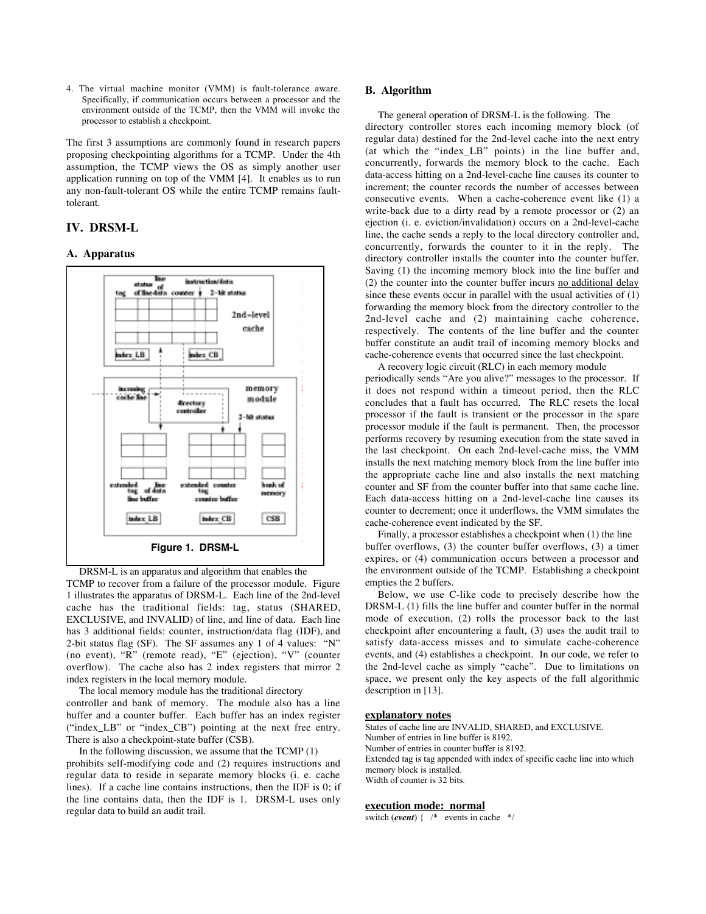4. The virtual machine monitor (VMM) is fault-tolerance aware. Specifically, if communication occurs between a processor and the environment outside of the TCMP, then the VMM will invoke the processor to establish a checkpoint.

The first 3 assumptions are commonly found in research papers proposing checkpointing algorithms for a TCMP. Under the 4th assumption, the TCMP views the OS as simply another user application running on top of the VMM [4]. It enables us to run any non-fault-tolerant OS while the entire TCMP remains fault-tolerant.

## IV. DRSM-L

### A. Apparatus

**Figure 1. DRSM-L**

DRSM-L is an apparatus and algorithm that enables the TCMP to recover from a failure of the processor module. Figure 1 illustrates the apparatus of DRSM-L. Each line of the 2nd-level cache has the traditional fields: tag, status (SHARED, EXCLUSIVE, and INVALID) of line, and line of data. Each line has 3 additional fields: counter, instruction/data flag (IDF), and 2-bit status flag (SF). The SF assumes any 1 of 4 values: "N" (no event), "R" (remote read), "E" (ejection), "V" (counter overflow). The cache also has 2 index registers that mirror 2 index registers in the local memory module.

The local memory module has the traditional directory controller and bank of memory. The module also has a line buffer and a counter buffer. Each buffer has an index register ("index_LB" or "index_CB") pointing at the next free entry. There is also a checkpoint-state buffer (CSB).

In the following discussion, we assume that the TCMP (1) prohibits self-modifying code and (2) requires instructions and regular data to reside in separate memory blocks (i. e. cache lines). If a cache line contains instructions, then the IDF is 0; if the line contains data, then the IDF is 1. DRSM-L uses only regular data to build an audit trail.

### B. Algorithm

The general operation of DRSM-L is the following. The directory controller stores each incoming memory block (of regular data) destined for the 2nd-level cache into the next entry (at which the "index_LB" points) in the line buffer and, concurrently, forwards the memory block to the cache. Each data-access hitting on a 2nd-level-cache line causes its counter to increment; the counter records the number of accesses between consecutive events. When a cache-coherence event like (1) a write-back due to a dirty read by a remote processor or (2) an ejection (i. e. eviction/invalidation) occurs on a 2nd-level-cache line, the cache sends a reply to the local directory controller and, concurrently, forwards the counter to it in the reply. The directory controller installs the counter into the counter buffer. Saving (1) the incoming memory block into the line buffer and (2) the counter into the counter buffer incurs <u>no additional delay</u> since these events occur in parallel with the usual activities of (1) forwarding the memory block from the directory controller to the 2nd-level cache and (2) maintaining cache coherence, respectively. The contents of the line buffer and the counter buffer constitute an audit trail of incoming memory blocks and cache-coherence events that occurred since the last checkpoint.

A recovery logic circuit (RLC) in each memory module periodically sends "Are you alive?" messages to the processor. If it does not respond within a timeout period, then the RLC concludes that a fault has occurred. The RLC resets the local processor if the fault is transient or the processor in the spare processor module if the fault is permanent. Then, the processor performs recovery by resuming execution from the state saved in the last checkpoint. On each 2nd-level-cache miss, the VMM installs the next matching memory block from the line buffer into the appropriate cache line and also installs the next matching counter and SF from the counter buffer into that same cache line. Each data-access hitting on a 2nd-level-cache line causes its counter to decrement; once it underflows, the VMM simulates the cache-coherence event indicated by the SF.

Finally, a processor establishes a checkpoint when (1) the line buffer overflows, (3) the counter buffer overflows, (3) a timer expires, or (4) communication occurs between a processor and the environment outside of the TCMP. Establishing a checkpoint empties the 2 buffers.

Below, we use C-like code to precisely describe how the DRSM-L (1) fills the line buffer and counter buffer in the normal mode of execution, (2) rolls the processor back to the last checkpoint after encountering a fault, (3) uses the audit trail to satisfy data-access misses and to simulate cache-coherence events, and (4) establishes a checkpoint. In our code, we refer to the 2nd-level cache as simply "cache". Due to limitations on space, we present only the key aspects of the full algorithmic description in [13].

<u>**explanatory notes**</u>

States of cache line are INVALID, SHARED, and EXCLUSIVE.
Number of entries in line buffer is 8192.
Number of entries in counter buffer is 8192.
Extended tag is tag appended with index of specific cache line into which memory block is installed.
Width of counter is 32 bits.

<u>**execution mode: normal**</u>

```
switch (event) {   /*   events in cache   */
```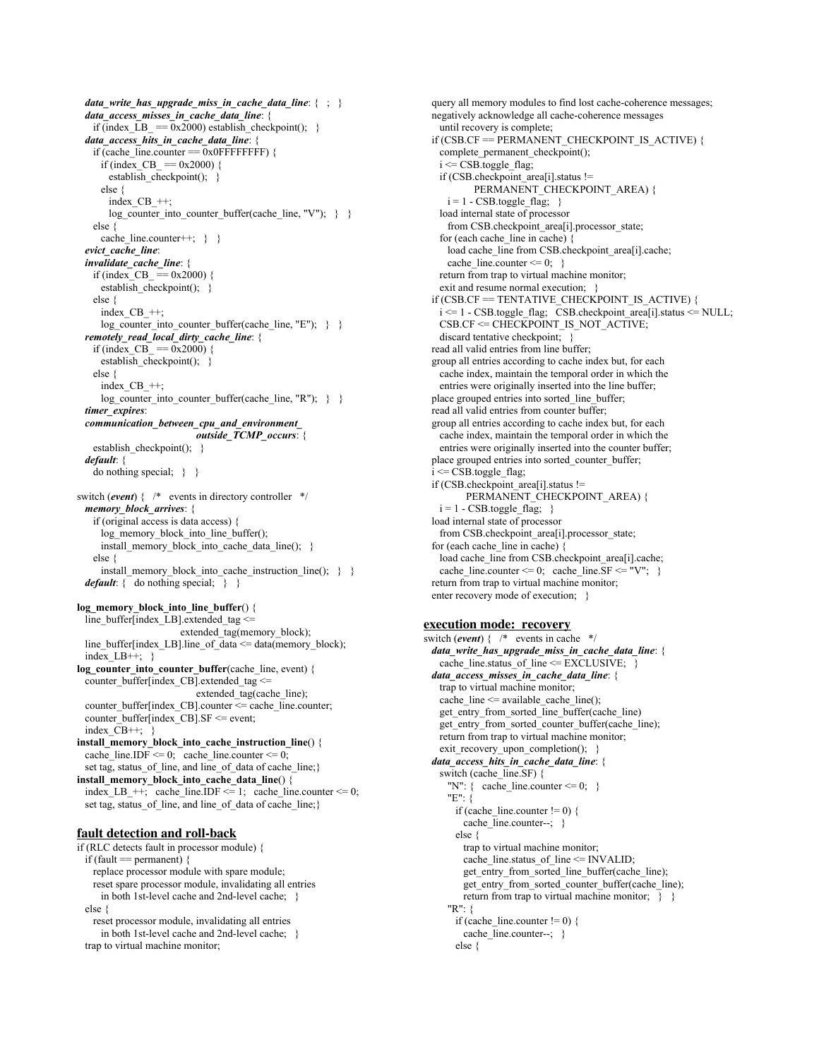```
  data_write_has_upgrade_miss_in_cache_data_line: { ; }
  data_access_misses_in_cache_data_line: {
    if (index_LB_ == 0x2000) establish_checkpoint(); }
  data_access_hits_in_cache_data_line: {
    if (cache_line.counter == 0x0FFFFFFFF) {
      if (index_CB_ == 0x2000) {
        establish_checkpoint(); }
      else {
        index_CB_++;
        log_counter_into_counter_buffer(cache_line, "V"); } }
    else {
      cache_line.counter++; } }
  evict_cache_line:
  invalidate_cache_line: {
    if (index_CB_ == 0x2000) {
      establish_checkpoint(); }
    else {
      index_CB_++;
      log_counter_into_counter_buffer(cache_line, "E"); } }
  remotely_read_local_dirty_cache_line: {
    if (index_CB_ == 0x2000) {
      establish_checkpoint(); }
    else {
      index_CB_++;
      log_counter_into_counter_buffer(cache_line, "R"); } }
  timer_expires:
  communication_between_cpu_and_environment_
                              outside_TCMP_occurs: {
    establish_checkpoint(); }
  default: {
    do nothing special; } }

switch (event) { /* events in directory controller */
  memory_block_arrives: {
    if (original access is data access) {
      log_memory_block_into_line_buffer();
      install_memory_block_into_cache_data_line(); }
    else {
      install_memory_block_into_cache_instruction_line(); } }
  default: { do nothing special; } }

log_memory_block_into_line_buffer() {
  line_buffer[index_LB].extended_tag <=
                       extended_tag(memory_block);
  line_buffer[index_LB].line_of_data <= data(memory_block);
  index_LB++; }
log_counter_into_counter_buffer(cache_line, event) {
  counter_buffer[index_CB].extended_tag <=
                          extended_tag(cache_line);
  counter_buffer[index_CB].counter <= cache_line.counter;
  counter_buffer[index_CB].SF <= event;
  index_CB++; }
install_memory_block_into_cache_instruction_line() {
  cache_line.IDF <= 0; cache_line.counter <= 0;
  set tag, status_of_line, and line_of_data of cache_line;}
install_memory_block_into_cache_data_line() {
  index_LB_++; cache_line.IDF <= 1; cache_line.counter <= 0;
  set tag, status_of_line, and line_of_data of cache_line;}
```

## fault detection and roll-back

```
if (RLC detects fault in processor module) {
  if (fault == permanent) {
    replace processor module with spare module;
    reset spare processor module, invalidating all entries
      in both 1st-level cache and 2nd-level cache; }
  else {
    reset processor module, invalidating all entries
      in both 1st-level cache and 2nd-level cache; }
  trap to virtual machine monitor;
  query all memory modules to find lost cache-coherence messages;
  negatively acknowledge all cache-coherence messages
    until recovery is complete;
  if (CSB.CF == PERMANENT_CHECKPOINT_IS_ACTIVE) {
    complete_permanent_checkpoint();
    i <= CSB.toggle_flag;
    if (CSB.checkpoint_area[i].status !=
             PERMANENT_CHECKPOINT_AREA) {
      i = 1 - CSB.toggle_flag; }
    load internal state of processor
      from CSB.checkpoint_area[i].processor_state;
    for (each cache_line in cache) {
      load cache_line from CSB.checkpoint_area[i].cache;
      cache_line.counter <= 0; }
    return from trap to virtual machine monitor;
    exit and resume normal execution; }
  if (CSB.CF == TENTATIVE_CHECKPOINT_IS_ACTIVE) {
    i <= 1 - CSB.toggle_flag; CSB.checkpoint_area[i].status <= NULL;
    CSB.CF <= CHECKPOINT_IS_NOT_ACTIVE;
    discard tentative checkpoint; }
  read all valid entries from line buffer;
  group all entries according to cache index but, for each
    cache index, maintain the temporal order in which the
    entries were originally inserted into the line buffer;
  place grouped entries into sorted_line_buffer;
  read all valid entries from counter buffer;
  group all entries according to cache index but, for each
    cache index, maintain the temporal order in which the
    entries were originally inserted into the counter buffer;
  place grouped entries into sorted_counter_buffer;
  i <= CSB.toggle_flag;
  if (CSB.checkpoint_area[i].status !=
           PERMANENT_CHECKPOINT_AREA) {
    i = 1 - CSB.toggle_flag; }
  load internal state of processor
    from CSB.checkpoint_area[i].processor_state;
  for (each cache_line in cache) {
    load cache_line from CSB.checkpoint_area[i].cache;
    cache_line.counter <= 0; cache_line.SF <= "V"; }
  return from trap to virtual machine monitor;
  enter recovery mode of execution; }
```

## execution mode: recovery

```
switch (event) { /* events in cache */
  data_write_has_upgrade_miss_in_cache_data_line: {
    cache_line.status_of_line <= EXCLUSIVE; }
  data_access_misses_in_cache_data_line: {
    trap to virtual machine monitor;
    cache_line <= available_cache_line();
    get_entry_from_sorted_line_buffer(cache_line)
    get_entry_from_sorted_counter_buffer(cache_line);
    return from trap to virtual machine monitor;
    exit_recovery_upon_completion(); }
  data_access_hits_in_cache_data_line: {
    switch (cache_line.SF) {
      "N": { cache_line.counter <= 0; }
      "E": {
        if (cache_line.counter != 0) {
          cache_line.counter--; }
        else {
          trap to virtual machine monitor;
          cache_line.status_of_line <= INVALID;
          get_entry_from_sorted_line_buffer(cache_line);
          get_entry_from_sorted_counter_buffer(cache_line);
          return from trap to virtual machine monitor; } }
      "R": {
        if (cache_line.counter != 0) {
          cache_line.counter--; }
        else {
```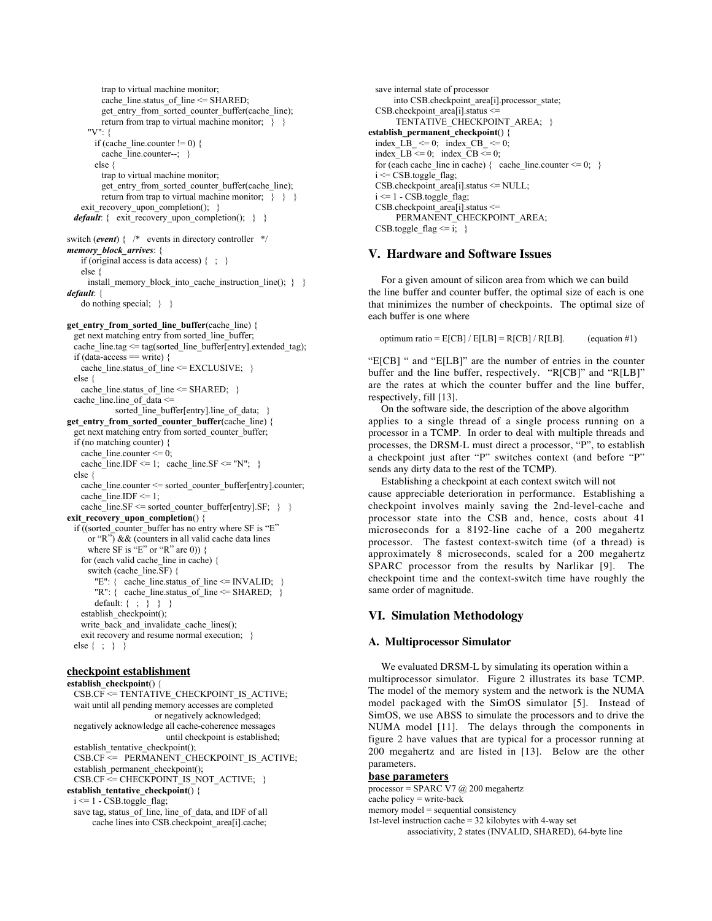```
            trap to virtual machine monitor;
            cache_line.status_of_line <= SHARED;
            get_entry_from_sorted_counter_buffer(cache_line);
            return from trap to virtual machine monitor;   }   }
        "V": {
          if (cache_line.counter != 0) {
            cache_line.counter--;   }
          else {
            trap to virtual machine monitor;
            get_entry_from_sorted_counter_buffer(cache_line);
            return from trap to virtual machine monitor;   }   }   }
      exit_recovery_upon_completion();   }
  default: {   exit_recovery_upon_completion();   }   }

switch (event) {   /*   events in directory controller   */
memory_block_arrives: {
    if (original access is data access) {   ;   }
    else {
      install_memory_block_into_cache_instruction_line();  }   }
default: {
    do nothing special;   }   }

get_entry_from_sorted_line_buffer(cache_line) {
  get next matching entry from sorted_line_buffer;
  cache_line.tag <= tag(sorted_line_buffer[entry].extended_tag);
  if (data-access == write) {
    cache_line.status_of_line <= EXCLUSIVE;   }
  else {
    cache_line.status_of_line <= SHARED;   }
  cache_line.line_of_data <=
              sorted_line_buffer[entry].line_of_data;   }
get_entry_from_sorted_counter_buffer(cache_line) {
  get next matching entry from sorted_counter_buffer;
  if (no matching counter) {
    cache_line.counter <= 0;
    cache_line.IDF <= 1;   cache_line.SF <= "N";   }
  else {
    cache_line.counter <= sorted_counter_buffer[entry].counter;
    cache_line.IDF <= 1;
    cache_line.SF <= sorted_counter_buffer[entry].SF;   }   }
exit_recovery_upon_completion() {
  if ((sorted_counter_buffer has no entry where SF is "E"
      or "R") && (counters in all valid cache data lines
      where SF is "E" or "R" are 0)) {
    for (each valid cache_line in cache) {
      switch (cache_line.SF) {
        "E": {   cache_line.status_of_line <= INVALID;   }
        "R": {   cache_line.status_of_line <= SHARED;   }
        default: {   ;   }   }   }
    establish_checkpoint();
    write_back_and_invalidate_cache_lines();
    exit recovery and resume normal execution;   }
  else {   ;   }   }
```

**checkpoint establishment**

```
establish_checkpoint() {
  CSB.CF <= TENTATIVE_CHECKPOINT_IS_ACTIVE;
  wait until all pending memory accesses are completed
                          or negatively acknowledged;
  negatively acknowledge all cache-coherence messages
                          until checkpoint is established;
  establish_tentative_checkpoint();
  CSB.CF <=   PERMANENT_CHECKPOINT_IS_ACTIVE;
  establish_permanent_checkpoint();
  CSB.CF <= CHECKPOINT_IS_NOT_ACTIVE;   }
establish_tentative_checkpoint() {
  i <= 1 - CSB.toggle_flag;
  save tag, status_of_line, line_of_data, and IDF of all
        cache lines into CSB.checkpoint_area[i].cache;
  save internal state of processor
        into CSB.checkpoint_area[i].processor_state;
  CSB.checkpoint_area[i].status <=
        TENTATIVE_CHECKPOINT_AREA;   }
establish_permanent_checkpoint() {
  index_LB_ <= 0;   index_CB_ <= 0;
  index_LB <= 0;   index_CB <= 0;
  for (each cache_line in cache) {   cache_line.counter <= 0;   }
  i <= CSB.toggle_flag;
  CSB.checkpoint_area[i].status <= NULL;
  i <= 1 - CSB.toggle_flag;
  CSB.checkpoint_area[i].status <=
        PERMANENT_CHECKPOINT_AREA;
  CSB.toggle_flag <= i;   }
```

## V. Hardware and Software Issues

For a given amount of silicon area from which we can build the line buffer and counter buffer, the optimal size of each is one that minimizes the number of checkpoints. The optimal size of each buffer is one where

$$\text{optimum ratio} = E[CB] / E[LB] = R[CB] / R[LB]. \qquad \text{(equation \#1)}$$

"E[CB] " and "E[LB]" are the number of entries in the counter buffer and the line buffer, respectively. "R[CB]" and "R[LB]" are the rates at which the counter buffer and the line buffer, respectively, fill [13].

On the software side, the description of the above algorithm applies to a single thread of a single process running on a processor in a TCMP. In order to deal with multiple threads and processes, the DRSM-L must direct a processor, "P", to establish a checkpoint just after "P" switches context (and before "P" sends any dirty data to the rest of the TCMP).

Establishing a checkpoint at each context switch will not cause appreciable deterioration in performance. Establishing a checkpoint involves mainly saving the 2nd-level-cache and processor state into the CSB and, hence, costs about 41 microseconds for a 8192-line cache of a 200 megahertz processor. The fastest context-switch time (of a thread) is approximately 8 microseconds, scaled for a 200 megahertz SPARC processor from the results by Narlikar [9]. The checkpoint time and the context-switch time have roughly the same order of magnitude.

## VI. Simulation Methodology

### A. Multiprocessor Simulator

We evaluated DRSM-L by simulating its operation within a multiprocessor simulator. Figure 2 illustrates its base TCMP. The model of the memory system and the network is the NUMA model packaged with the SimOS simulator [5]. Instead of SimOS, we use ABSS to simulate the processors and to drive the NUMA model [11]. The delays through the components in figure 2 have values that are typical for a processor running at 200 megahertz and are listed in [13]. Below are the other parameters.

**base parameters**

processor = SPARC V7 @ 200 megahertz
cache policy = write-back
memory model = sequential consistency
1st-level instruction cache = 32 kilobytes with 4-way set associativity, 2 states (INVALID, SHARED), 64-byte line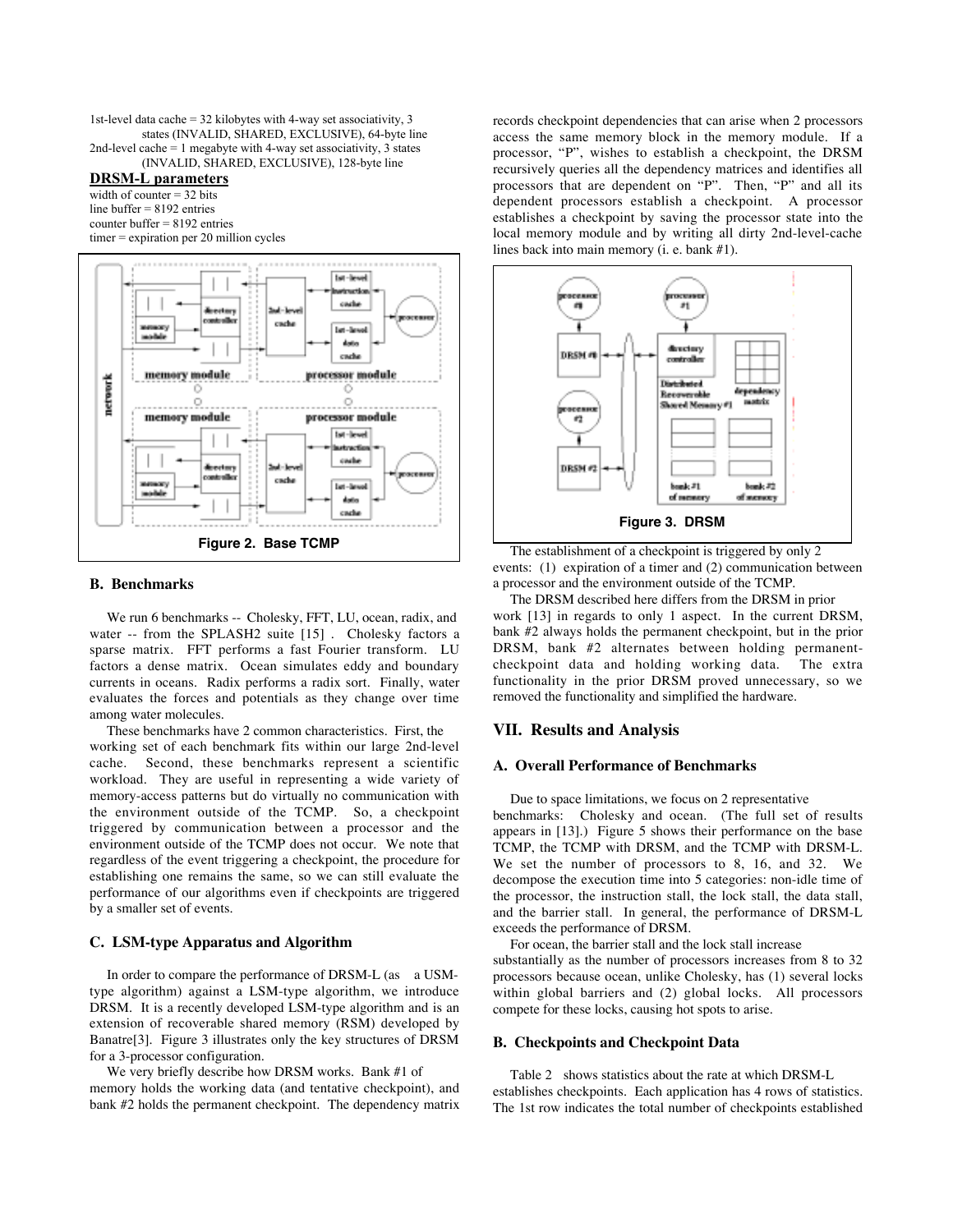1st-level data cache = 32 kilobytes with 4-way set associativity, 3 states (INVALID, SHARED, EXCLUSIVE), 64-byte line
2nd-level cache = 1 megabyte with 4-way set associativity, 3 states (INVALID, SHARED, EXCLUSIVE), 128-byte line

**DRSM-L parameters**

width of counter = 32 bits
line buffer = 8192 entries
counter buffer = 8192 entries
timer = expiration per 20 million cycles

**Figure 2. Base TCMP**

### B. Benchmarks

We run 6 benchmarks -- Cholesky, FFT, LU, ocean, radix, and water -- from the SPLASH2 suite [15] . Cholesky factors a sparse matrix. FFT performs a fast Fourier transform. LU factors a dense matrix. Ocean simulates eddy and boundary currents in oceans. Radix performs a radix sort. Finally, water evaluates the forces and potentials as they change over time among water molecules.

These benchmarks have 2 common characteristics. First, the working set of each benchmark fits within our large 2nd-level cache. Second, these benchmarks represent a scientific workload. They are useful in representing a wide variety of memory-access patterns but do virtually no communication with the environment outside of the TCMP. So, a checkpoint triggered by communication between a processor and the environment outside of the TCMP does not occur. We note that regardless of the event triggering a checkpoint, the procedure for establishing one remains the same, so we can still evaluate the performance of our algorithms even if checkpoints are triggered by a smaller set of events.

### C. LSM-type Apparatus and Algorithm

In order to compare the performance of DRSM-L (as a USM-type algorithm) against a LSM-type algorithm, we introduce DRSM. It is a recently developed LSM-type algorithm and is an extension of recoverable shared memory (RSM) developed by Banatre[3]. Figure 3 illustrates only the key structures of DRSM for a 3-processor configuration.

We very briefly describe how DRSM works. Bank #1 of memory holds the working data (and tentative checkpoint), and bank #2 holds the permanent checkpoint. The dependency matrix records checkpoint dependencies that can arise when 2 processors access the same memory block in the memory module. If a processor, "P", wishes to establish a checkpoint, the DRSM recursively queries all the dependency matrices and identifies all processors that are dependent on "P". Then, "P" and all its dependent processors establish a checkpoint. A processor establishes a checkpoint by saving the processor state into the local memory module and by writing all dirty 2nd-level-cache lines back into main memory (i. e. bank #1).

**Figure 3. DRSM**

The establishment of a checkpoint is triggered by only 2 events: (1) expiration of a timer and (2) communication between a processor and the environment outside of the TCMP.

The DRSM described here differs from the DRSM in prior work [13] in regards to only 1 aspect. In the current DRSM, bank #2 always holds the permanent checkpoint, but in the prior DRSM, bank #2 alternates between holding permanent-checkpoint data and holding working data. The extra functionality in the prior DRSM proved unnecessary, so we removed the functionality and simplified the hardware.

## VII. Results and Analysis

### A. Overall Performance of Benchmarks

Due to space limitations, we focus on 2 representative benchmarks: Cholesky and ocean. (The full set of results appears in [13].) Figure 5 shows their performance on the base TCMP, the TCMP with DRSM, and the TCMP with DRSM-L. We set the number of processors to 8, 16, and 32. We decompose the execution time into 5 categories: non-idle time of the processor, the instruction stall, the lock stall, the data stall, and the barrier stall. In general, the performance of DRSM-L exceeds the performance of DRSM.

For ocean, the barrier stall and the lock stall increase substantially as the number of processors increases from 8 to 32 processors because ocean, unlike Cholesky, has (1) several locks within global barriers and (2) global locks. All processors compete for these locks, causing hot spots to arise.

### B. Checkpoints and Checkpoint Data

Table 2 shows statistics about the rate at which DRSM-L establishes checkpoints. Each application has 4 rows of statistics. The 1st row indicates the total number of checkpoints established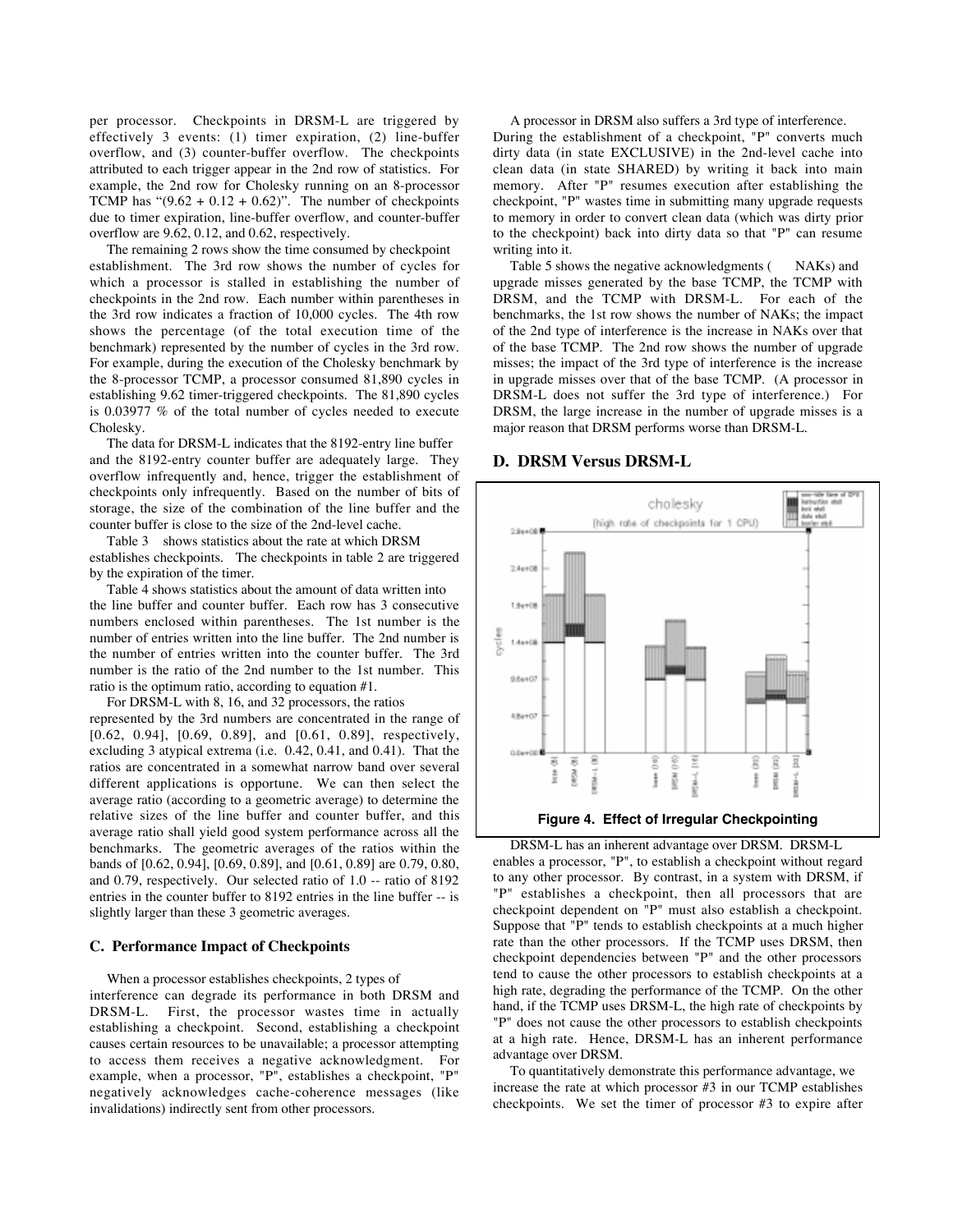per processor. Checkpoints in DRSM-L are triggered by effectively 3 events: (1) timer expiration, (2) line-buffer overflow, and (3) counter-buffer overflow. The checkpoints attributed to each trigger appear in the 2nd row of statistics. For example, the 2nd row for Cholesky running on an 8-processor TCMP has "(9.62 + 0.12 + 0.62)". The number of checkpoints due to timer expiration, line-buffer overflow, and counter-buffer overflow are 9.62, 0.12, and 0.62, respectively.

The remaining 2 rows show the time consumed by checkpoint establishment. The 3rd row shows the number of cycles for which a processor is stalled in establishing the number of checkpoints in the 2nd row. Each number within parentheses in the 3rd row indicates a fraction of 10,000 cycles. The 4th row shows the percentage (of the total execution time of the benchmark) represented by the number of cycles in the 3rd row. For example, during the execution of the Cholesky benchmark by the 8-processor TCMP, a processor consumed 81,890 cycles in establishing 9.62 timer-triggered checkpoints. The 81,890 cycles is 0.03977 % of the total number of cycles needed to execute Cholesky.

The data for DRSM-L indicates that the 8192-entry line buffer and the 8192-entry counter buffer are adequately large. They overflow infrequently and, hence, trigger the establishment of checkpoints only infrequently. Based on the number of bits of storage, the size of the combination of the line buffer and the counter buffer is close to the size of the 2nd-level cache.

Table 3 shows statistics about the rate at which DRSM establishes checkpoints. The checkpoints in table 2 are triggered by the expiration of the timer.

Table 4 shows statistics about the amount of data written into the line buffer and counter buffer. Each row has 3 consecutive numbers enclosed within parentheses. The 1st number is the number of entries written into the line buffer. The 2nd number is the number of entries written into the counter buffer. The 3rd number is the ratio of the 2nd number to the 1st number. This ratio is the optimum ratio, according to equation #1.

For DRSM-L with 8, 16, and 32 processors, the ratios represented by the 3rd numbers are concentrated in the range of [0.62, 0.94], [0.69, 0.89], and [0.61, 0.89], respectively, excluding 3 atypical extrema (i.e. 0.42, 0.41, and 0.41). That the ratios are concentrated in a somewhat narrow band over several different applications is opportune. We can then select the average ratio (according to a geometric average) to determine the relative sizes of the line buffer and counter buffer, and this average ratio shall yield good system performance across all the benchmarks. The geometric averages of the ratios within the bands of [0.62, 0.94], [0.69, 0.89], and [0.61, 0.89] are 0.79, 0.80, and 0.79, respectively. Our selected ratio of 1.0 -- ratio of 8192 entries in the counter buffer to 8192 entries in the line buffer -- is slightly larger than these 3 geometric averages.

### C. Performance Impact of Checkpoints

When a processor establishes checkpoints, 2 types of interference can degrade its performance in both DRSM and DRSM-L. First, the processor wastes time in actually establishing a checkpoint. Second, establishing a checkpoint causes certain resources to be unavailable; a processor attempting to access them receives a negative acknowledgment. For example, when a processor, "P", establishes a checkpoint, "P" negatively acknowledges cache-coherence messages (like invalidations) indirectly sent from other processors.

A processor in DRSM also suffers a 3rd type of interference. During the establishment of a checkpoint, "P" converts much dirty data (in state EXCLUSIVE) in the 2nd-level cache into clean data (in state SHARED) by writing it back into main memory. After "P" resumes execution after establishing the checkpoint, "P" wastes time in submitting many upgrade requests to memory in order to convert clean data (which was dirty prior to the checkpoint) back into dirty data so that "P" can resume writing into it.

Table 5 shows the negative acknowledgments ( NAKs) and upgrade misses generated by the base TCMP, the TCMP with DRSM, and the TCMP with DRSM-L. For each of the benchmarks, the 1st row shows the number of NAKs; the impact of the 2nd type of interference is the increase in NAKs over that of the base TCMP. The 2nd row shows the number of upgrade misses; the impact of the 3rd type of interference is the increase in upgrade misses over that of the base TCMP. (A processor in DRSM-L does not suffer the 3rd type of interference.) For DRSM, the large increase in the number of upgrade misses is a major reason that DRSM performs worse than DRSM-L.

### D. DRSM Versus DRSM-L

**Figure 4. Effect of Irregular Checkpointing**

DRSM-L has an inherent advantage over DRSM. DRSM-L enables a processor, "P", to establish a checkpoint without regard to any other processor. By contrast, in a system with DRSM, if "P" establishes a checkpoint, then all processors that are checkpoint dependent on "P" must also establish a checkpoint. Suppose that "P" tends to establish checkpoints at a much higher rate than the other processors. If the TCMP uses DRSM, then checkpoint dependencies between "P" and the other processors tend to cause the other processors to establish checkpoints at a high rate, degrading the performance of the TCMP. On the other hand, if the TCMP uses DRSM-L, the high rate of checkpoints by "P" does not cause the other processors to establish checkpoints at a high rate. Hence, DRSM-L has an inherent performance advantage over DRSM.

To quantitatively demonstrate this performance advantage, we increase the rate at which processor #3 in our TCMP establishes checkpoints. We set the timer of processor #3 to expire after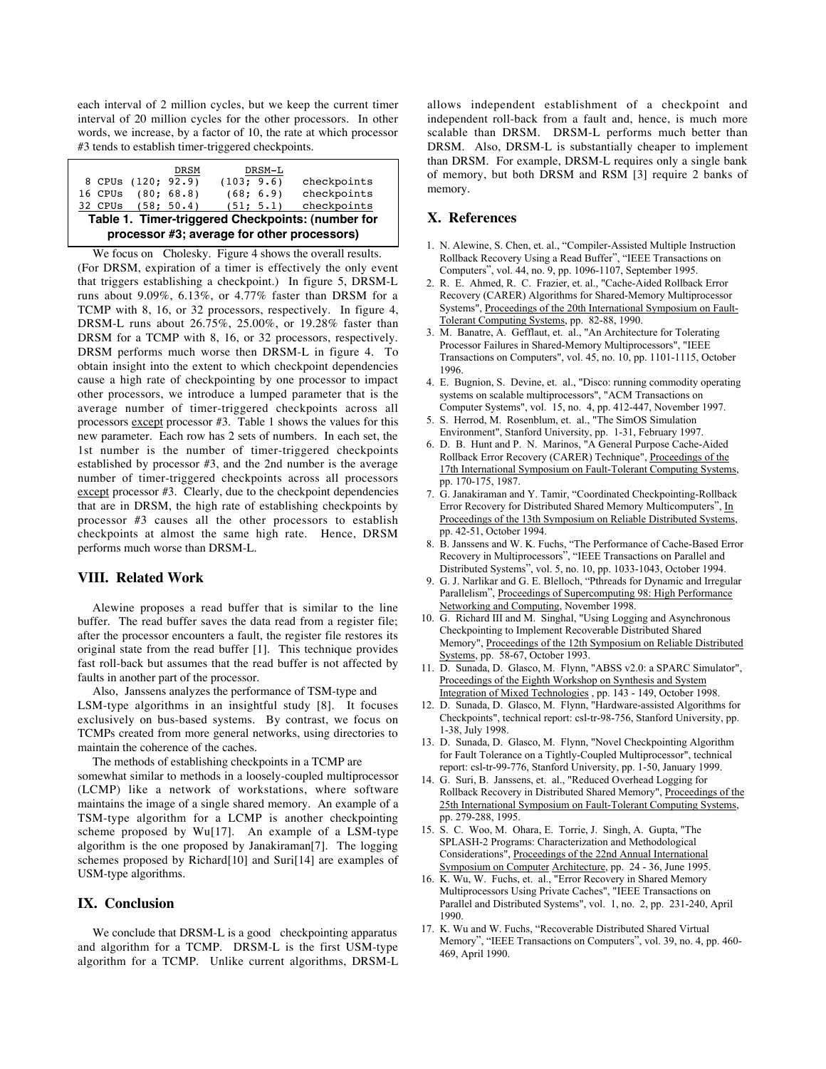each interval of 2 million cycles, but we keep the current timer interval of 20 million cycles for the other processors. In other words, we increase, by a factor of 10, the rate at which processor #3 tends to establish timer-triggered checkpoints.

| | DRSM | DRSM-L | |
|---|---|---|---|
| 8 CPUs | (120; 92.9) | (103; 9.6) | checkpoints |
| 16 CPUs | (80; 68.8) | (68; 6.9) | checkpoints |
| 32 CPUs | (58; 50.4) | (51; 5.1) | checkpoints |

**Table 1. Timer-triggered Checkpoints: (number for processor #3; average for other processors)**

We focus on Cholesky. Figure 4 shows the overall results. (For DRSM, expiration of a timer is effectively the only event that triggers establishing a checkpoint.) In figure 5, DRSM-L runs about 9.09%, 6.13%, or 4.77% faster than DRSM for a TCMP with 8, 16, or 32 processors, respectively. In figure 4, DRSM-L runs about 26.75%, 25.00%, or 19.28% faster than DRSM for a TCMP with 8, 16, or 32 processors, respectively. DRSM performs much worse then DRSM-L in figure 4. To obtain insight into the extent to which checkpoint dependencies cause a high rate of checkpointing by one processor to impact other processors, we introduce a lumped parameter that is the average number of timer-triggered checkpoints across all processors except processor #3. Table 1 shows the values for this new parameter. Each row has 2 sets of numbers. In each set, the 1st number is the number of timer-triggered checkpoints established by processor #3, and the 2nd number is the average number of timer-triggered checkpoints across all processors except processor #3. Clearly, due to the checkpoint dependencies that are in DRSM, the high rate of establishing checkpoints by processor #3 causes all the other processors to establish checkpoints at almost the same high rate. Hence, DRSM performs much worse than DRSM-L.

## VIII. Related Work

Alewine proposes a read buffer that is similar to the line buffer. The read buffer saves the data read from a register file; after the processor encounters a fault, the register file restores its original state from the read buffer [1]. This technique provides fast roll-back but assumes that the read buffer is not affected by faults in another part of the processor.

Also, Janssens analyzes the performance of TSM-type and LSM-type algorithms in an insightful study [8]. It focuses exclusively on bus-based systems. By contrast, we focus on TCMPs created from more general networks, using directories to maintain the coherence of the caches.

The methods of establishing checkpoints in a TCMP are somewhat similar to methods in a loosely-coupled multiprocessor (LCMP) like a network of workstations, where software maintains the image of a single shared memory. An example of a TSM-type algorithm for a LCMP is another checkpointing scheme proposed by Wu[17]. An example of a LSM-type algorithm is the one proposed by Janakiraman[7]. The logging schemes proposed by Richard[10] and Suri[14] are examples of USM-type algorithms.

## IX. Conclusion

We conclude that DRSM-L is a good checkpointing apparatus and algorithm for a TCMP. DRSM-L is the first USM-type algorithm for a TCMP. Unlike current algorithms, DRSM-L allows independent establishment of a checkpoint and independent roll-back from a fault and, hence, is much more scalable than DRSM. DRSM-L performs much better than DRSM. Also, DRSM-L is substantially cheaper to implement than DRSM. For example, DRSM-L requires only a single bank of memory, but both DRSM and RSM [3] require 2 banks of memory.

## X. References

1. N. Alewine, S. Chen, et. al., "Compiler-Assisted Multiple Instruction Rollback Recovery Using a Read Buffer", "IEEE Transactions on Computers", vol. 44, no. 9, pp. 1096-1107, September 1995.
2. R. E. Ahmed, R. C. Frazier, et. al., "Cache-Aided Rollback Error Recovery (CARER) Algorithms for Shared-Memory Multiprocessor Systems", Proceedings of the 20th International Symposium on Fault-Tolerant Computing Systems, pp. 82-88, 1990.
3. M. Banatre, A. Gefflaut, et. al., "An Architecture for Tolerating Processor Failures in Shared-Memory Multiprocessors", "IEEE Transactions on Computers", vol. 45, no. 10, pp. 1101-1115, October 1996.
4. E. Bugnion, S. Devine, et. al., "Disco: running commodity operating systems on scalable multiprocessors", "ACM Transactions on Computer Systems", vol. 15, no. 4, pp. 412-447, November 1997.
5. S. Herrod, M. Rosenblum, et. al., "The SimOS Simulation Environment", Stanford University, pp. 1-31, February 1997.
6. D. B. Hunt and P. N. Marinos, "A General Purpose Cache-Aided Rollback Error Recovery (CARER) Technique", Proceedings of the 17th International Symposium on Fault-Tolerant Computing Systems, pp. 170-175, 1987.
7. G. Janakiraman and Y. Tamir, "Coordinated Checkpointing-Rollback Error Recovery for Distributed Shared Memory Multicomputers", In Proceedings of the 13th Symposium on Reliable Distributed Systems, pp. 42-51, October 1994.
8. B. Janssens and W. K. Fuchs, "The Performance of Cache-Based Error Recovery in Multiprocessors", "IEEE Transactions on Parallel and Distributed Systems", vol. 5, no. 10, pp. 1033-1043, October 1994.
9. G. J. Narlikar and G. E. Blelloch, "Pthreads for Dynamic and Irregular Parallelism", Proceedings of Supercomputing 98: High Performance Networking and Computing, November 1998.
10. G. Richard III and M. Singhal, "Using Logging and Asynchronous Checkpointing to Implement Recoverable Distributed Shared Memory", Proceedings of the 12th Symposium on Reliable Distributed Systems, pp. 58-67, October 1993.
11. D. Sunada, D. Glasco, M. Flynn, "ABSS v2.0: a SPARC Simulator", Proceedings of the Eighth Workshop on Synthesis and System Integration of Mixed Technologies , pp. 143 - 149, October 1998.
12. D. Sunada, D. Glasco, M. Flynn, "Hardware-assisted Algorithms for Checkpoints", technical report: csl-tr-98-756, Stanford University, pp. 1-38, July 1998.
13. D. Sunada, D. Glasco, M. Flynn, "Novel Checkpointing Algorithm for Fault Tolerance on a Tightly-Coupled Multiprocessor", technical report: csl-tr-99-776, Stanford University, pp. 1-50, January 1999.
14. G. Suri, B. Janssens, et. al., "Reduced Overhead Logging for Rollback Recovery in Distributed Shared Memory", Proceedings of the 25th International Symposium on Fault-Tolerant Computing Systems, pp. 279-288, 1995.
15. S. C. Woo, M. Ohara, E. Torrie, J. Singh, A. Gupta, "The SPLASH-2 Programs: Characterization and Methodological Considerations", Proceedings of the 22nd Annual International Symposium on Computer Architecture, pp. 24 - 36, June 1995.
16. K. Wu, W. Fuchs, et. al., "Error Recovery in Shared Memory Multiprocessors Using Private Caches", "IEEE Transactions on Parallel and Distributed Systems", vol. 1, no. 2, pp. 231-240, April 1990.
17. K. Wu and W. Fuchs, "Recoverable Distributed Shared Virtual Memory", "IEEE Transactions on Computers", vol. 39, no. 4, pp. 460-469, April 1990.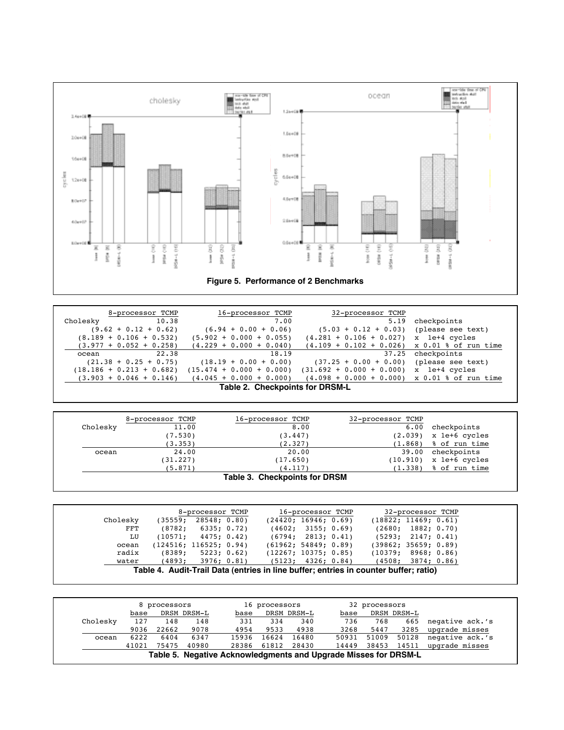cholesky

ocean

cycles

Figure 5. Performance of 2 Benchmarks

| | 8-processor TCMP | 16-processor TCMP | 32-processor TCMP | |
|---|---|---|---|---|
| Cholesky | 10.38 | 7.00 | 5.19 | checkpoints |
| | (9.62 + 0.12 + 0.62) | (6.94 + 0.00 + 0.06) | (5.03 + 0.12 + 0.03) | (please see text) |
| | (8.189 + 0.106 + 0.532) | (5.902 + 0.000 + 0.055) | (4.281 + 0.106 + 0.027) | x 1e+4 cycles |
| | (3.977 + 0.052 + 0.258) | (4.229 + 0.000 + 0.040) | (4.109 + 0.102 + 0.026) | x 0.01 % of run time |
| ocean | 22.38 | 18.19 | 37.25 | checkpoints |
| | (21.38 + 0.25 + 0.75) | (18.19 + 0.00 + 0.00) | (37.25 + 0.00 + 0.00) | (please see text) |
| | (18.186 + 0.213 + 0.682) | (15.474 + 0.000 + 0.000) | (31.692 + 0.000 + 0.000) | x 1e+4 cycles |
| | (3.903 + 0.046 + 0.146) | (4.045 + 0.000 + 0.000) | (4.098 + 0.000 + 0.000) | x 0.01 % of run time |

**Table 2. Checkpoints for DRSM-L**

| | 8-processor TCMP | 16-processor TCMP | 32-processor TCMP | |
|---|---|---|---|---|
| Cholesky | 11.00 | 8.00 | 6.00 | checkpoints |
| | (7.530) | (3.447) | (2.039) | x 1e+6 cycles |
| | (3.353) | (2.327) | (1.868) | % of run time |
| ocean | 24.00 | 20.00 | 39.00 | checkpoints |
| | (31.227) | (17.650) | (10.910) | x 1e+6 cycles |
| | (5.871) | (4.117) | (1.338) | % of run time |

**Table 3. Checkpoints for DRSM**

| | 8-processor TCMP | 16-processor TCMP | 32-processor TCMP |
|---|---|---|---|
| Cholesky | (35559; 28548; 0.80) | (24420; 16946; 0.69) | (18822; 11469; 0.61) |
| FFT | (8782; 6335; 0.72) | (4602; 3155; 0.69) | (2680; 1882; 0.70) |
| LU | (10571; 4475; 0.42) | (6794; 2813; 0.41) | (5293; 2147; 0.41) |
| ocean | (124516; 116525; 0.94) | (61962; 54849; 0.89) | (39862; 35659; 0.89) |
| radix | (8389; 5223; 0.62) | (12267; 10375; 0.85) | (10379; 8968; 0.86) |
| water | (4893; 3976; 0.81) | (5123; 4326; 0.84) | (4508; 3874; 0.86) |

**Table 4. Audit-Trail Data (entries in line buffer; entries in counter buffer; ratio)**

| | 8 processors | | | 16 processors | | | 32 processors | | | |
|---|---|---|---|---|---|---|---|---|---|---|
| | base | DRSM | DRSM-L | base | DRSM | DRSM-L | base | DRSM | DRSM-L | |
| Cholesky | 127 | 148 | 148 | 331 | 334 | 340 | 736 | 768 | 665 | negative ack.'s |
| | 9036 | 22662 | 9078 | 4954 | 9533 | 4938 | 3268 | 5447 | 3285 | upgrade misses |
| ocean | 6222 | 6404 | 6347 | 15936 | 16624 | 16480 | 50931 | 51009 | 50128 | negative ack.'s |
| | 41021 | 75475 | 40980 | 28386 | 61812 | 28430 | 14449 | 38453 | 14511 | upgrade misses |

**Table 5. Negative Acknowledgments and Upgrade Misses for DRSM-L**